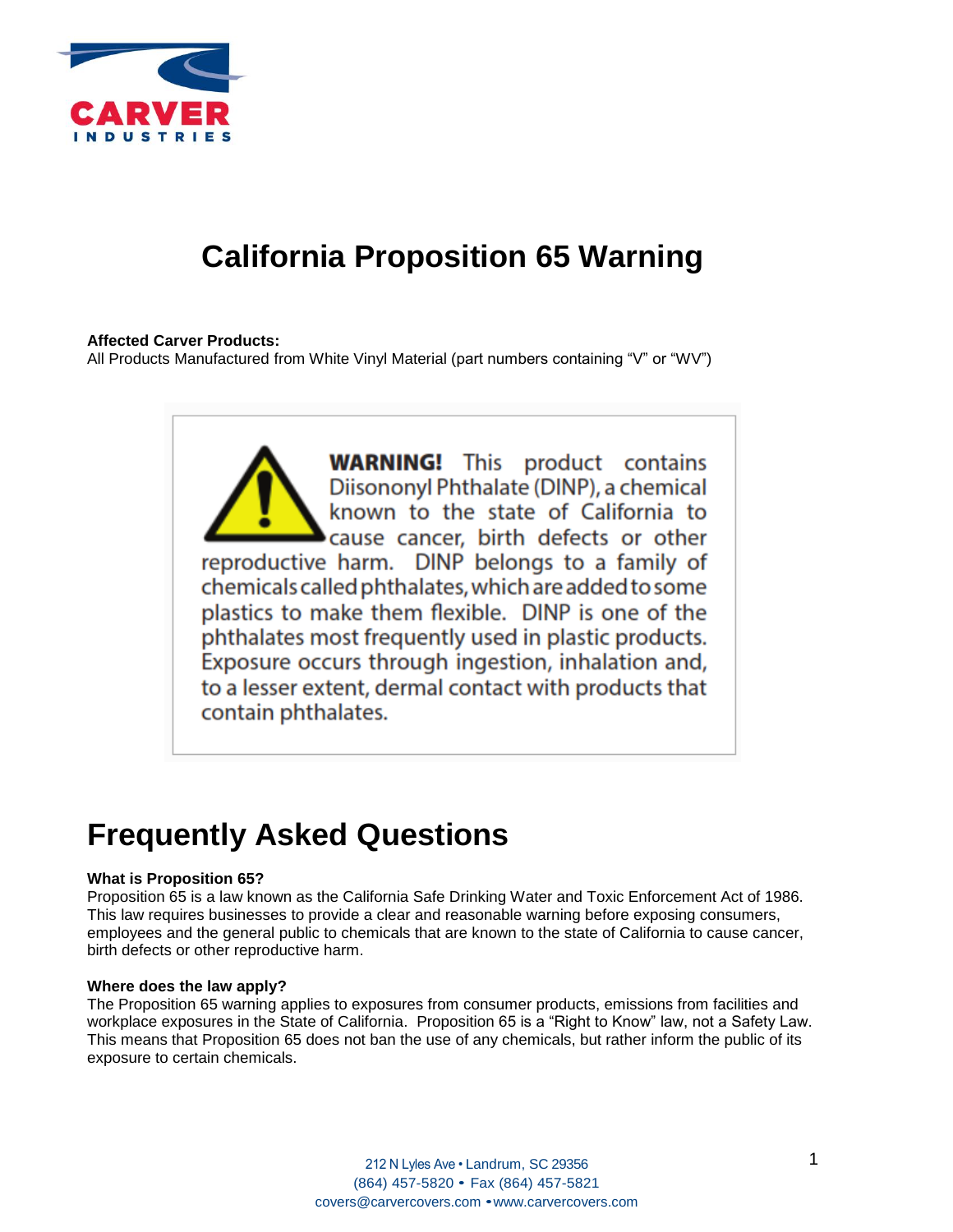# California Proposition 65 Warning

**Affected Carver Products:**
All Products Manufactured from White Vinyl Material (part numbers containing "V" or "WV")

> **WARNING!** This product contains Diisononyl Phthalate (DINP), a chemical known to the state of California to cause cancer, birth defects or other reproductive harm. DINP belongs to a family of chemicals called phthalates, which are added to some plastics to make them flexible. DINP is one of the phthalates most frequently used in plastic products. Exposure occurs through ingestion, inhalation and, to a lesser extent, dermal contact with products that contain phthalates.

# Frequently Asked Questions

**What is Proposition 65?**
Proposition 65 is a law known as the California Safe Drinking Water and Toxic Enforcement Act of 1986. This law requires businesses to provide a clear and reasonable warning before exposing consumers, employees and the general public to chemicals that are known to the state of California to cause cancer, birth defects or other reproductive harm.

**Where does the law apply?**
The Proposition 65 warning applies to exposures from consumer products, emissions from facilities and workplace exposures in the State of California. Proposition 65 is a "Right to Know" law, not a Safety Law. This means that Proposition 65 does not ban the use of any chemicals, but rather inform the public of its exposure to certain chemicals.

212 N Lyles Ave • Landrum, SC 29356
(864) 457-5820 • Fax (864) 457-5821
covers@carvercovers.com • www.carvercovers.com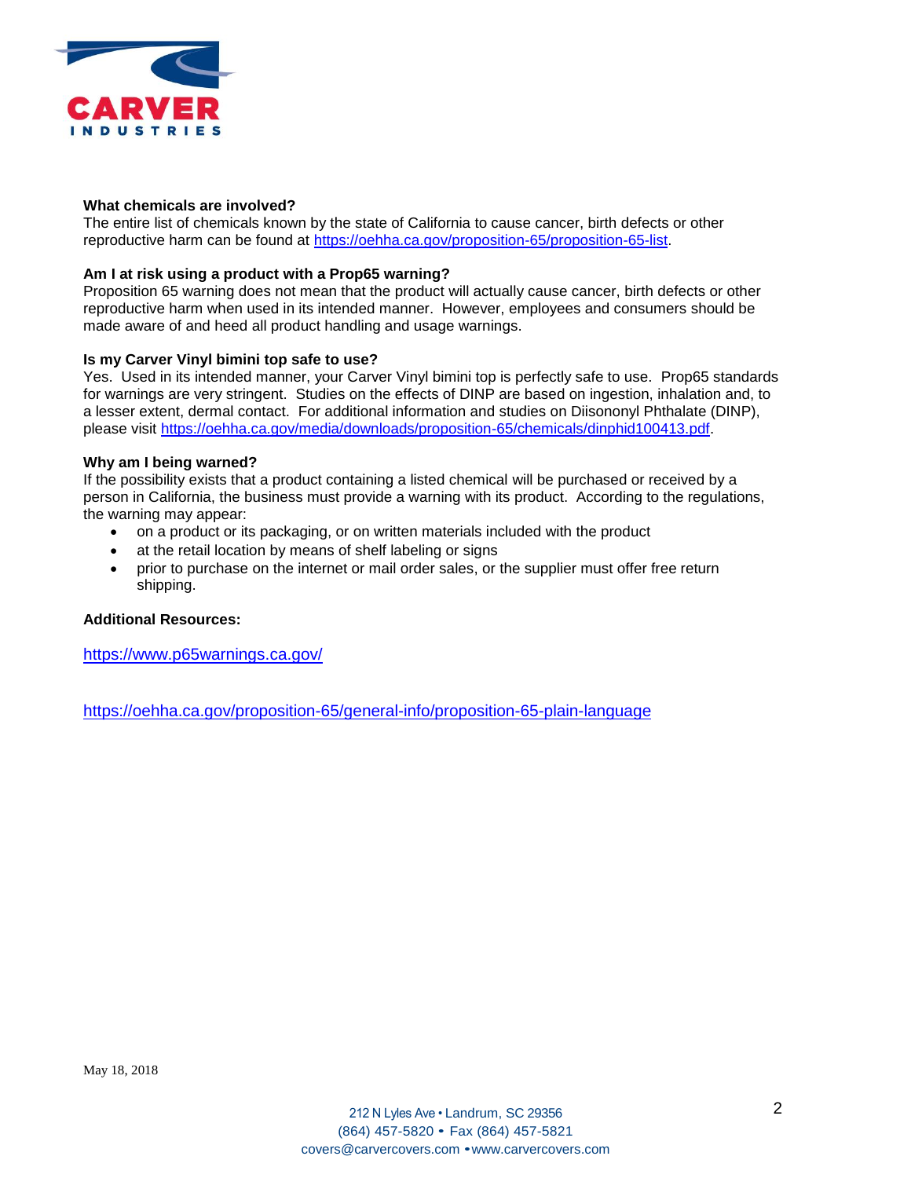**What chemicals are involved?**
The entire list of chemicals known by the state of California to cause cancer, birth defects or other reproductive harm can be found at https://oehha.ca.gov/proposition-65/proposition-65-list.

**Am I at risk using a product with a Prop65 warning?**
Proposition 65 warning does not mean that the product will actually cause cancer, birth defects or other reproductive harm when used in its intended manner. However, employees and consumers should be made aware of and heed all product handling and usage warnings.

**Is my Carver Vinyl bimini top safe to use?**
Yes. Used in its intended manner, your Carver Vinyl bimini top is perfectly safe to use. Prop65 standards for warnings are very stringent. Studies on the effects of DINP are based on ingestion, inhalation and, to a lesser extent, dermal contact. For additional information and studies on Diisononyl Phthalate (DINP), please visit https://oehha.ca.gov/media/downloads/proposition-65/chemicals/dinphid100413.pdf.

**Why am I being warned?**
If the possibility exists that a product containing a listed chemical will be purchased or received by a person in California, the business must provide a warning with its product. According to the regulations, the warning may appear:

- on a product or its packaging, or on written materials included with the product
- at the retail location by means of shelf labeling or signs
- prior to purchase on the internet or mail order sales, or the supplier must offer free return shipping.

**Additional Resources:**

https://www.p65warnings.ca.gov/

https://oehha.ca.gov/proposition-65/general-info/proposition-65-plain-language

May 18, 2018

212 N Lyles Ave • Landrum, SC 29356
(864) 457-5820 • Fax (864) 457-5821
covers@carvercovers.com • www.carvercovers.com